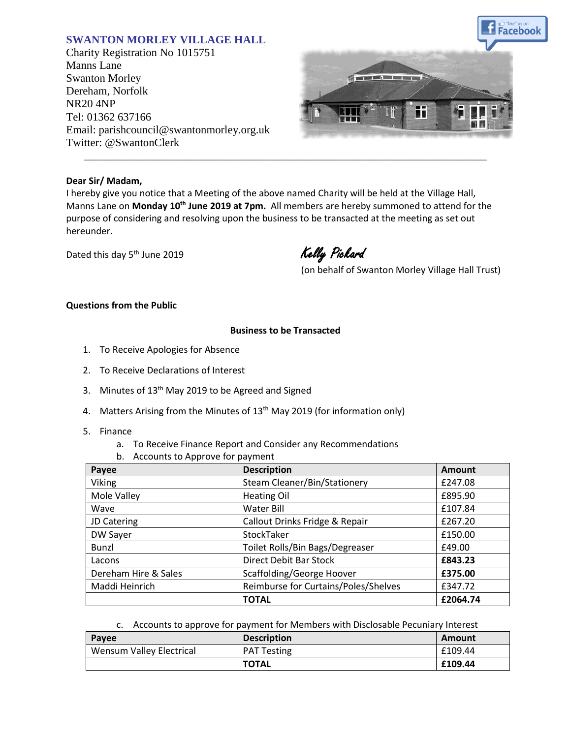## SWANTON MORLEY VILLAGE HALL

Charity Registration No 1015751
Manns Lane
Swanton Morley
Dereham, Norfolk
NR20 4NP
Tel: 01362 637166
Email: parishcouncil@swantonmorley.org.uk
Twitter: @SwantonClerk

---

**Dear Sir/ Madam,**

I hereby give you notice that a Meeting of the above named Charity will be held at the Village Hall, Manns Lane on **Monday 10th June 2019 at 7pm.** All members are hereby summoned to attend for the purpose of considering and resolving upon the business to be transacted at the meeting as set out hereunder.

Dated this day 5th June 2019

Kelly Pickard
(on behalf of Swanton Morley Village Hall Trust)

**Questions from the Public**

**Business to be Transacted**

1. To Receive Apologies for Absence
2. To Receive Declarations of Interest
3. Minutes of 13th May 2019 to be Agreed and Signed
4. Matters Arising from the Minutes of 13th May 2019 (for information only)
5. Finance
   a. To Receive Finance Report and Consider any Recommendations
   b. Accounts to Approve for payment

| Payee | Description | Amount |
|---|---|---|
| Viking | Steam Cleaner/Bin/Stationery | £247.08 |
| Mole Valley | Heating Oil | £895.90 |
| Wave | Water Bill | £107.84 |
| JD Catering | Callout Drinks Fridge & Repair | £267.20 |
| DW Sayer | StockTaker | £150.00 |
| Bunzl | Toilet Rolls/Bin Bags/Degreaser | £49.00 |
| Lacons | Direct Debit Bar Stock | **£843.23** |
| Dereham Hire & Sales | Scaffolding/George Hoover | **£375.00** |
| Maddi Heinrich | Reimburse for Curtains/Poles/Shelves | £347.72 |
| | **TOTAL** | **£2064.74** |

   c. Accounts to approve for payment for Members with Disclosable Pecuniary Interest

| Payee | Description | Amount |
|---|---|---|
| Wensum Valley Electrical | PAT Testing | £109.44 |
| | **TOTAL** | **£109.44** |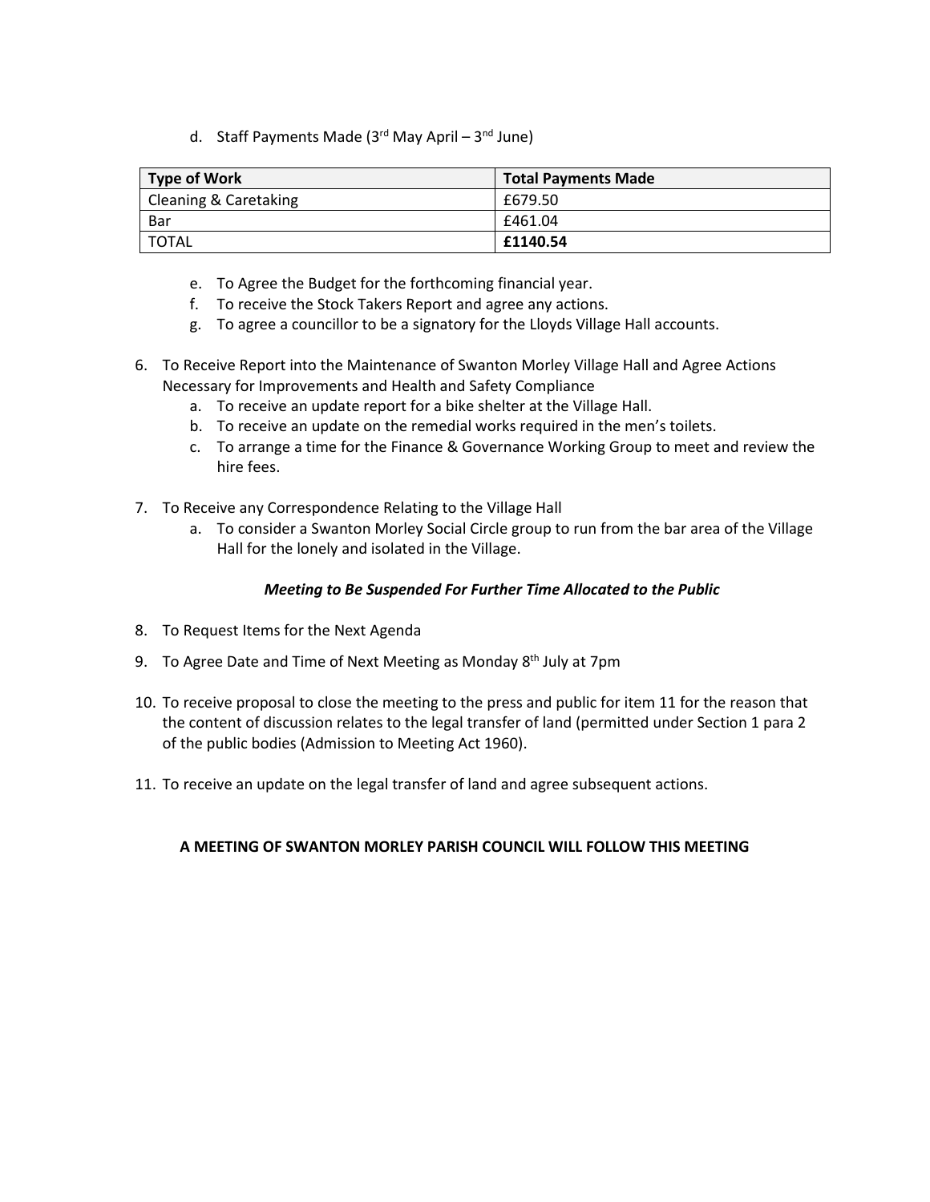d. Staff Payments Made (3rd May April – 3nd June)

| Type of Work | Total Payments Made |
|---|---|
| Cleaning & Caretaking | £679.50 |
| Bar | £461.04 |
| TOTAL | **£1140.54** |

e. To Agree the Budget for the forthcoming financial year.
f. To receive the Stock Takers Report and agree any actions.
g. To agree a councillor to be a signatory for the Lloyds Village Hall accounts.

6. To Receive Report into the Maintenance of Swanton Morley Village Hall and Agree Actions Necessary for Improvements and Health and Safety Compliance
   a. To receive an update report for a bike shelter at the Village Hall.
   b. To receive an update on the remedial works required in the men's toilets.
   c. To arrange a time for the Finance & Governance Working Group to meet and review the hire fees.

7. To Receive any Correspondence Relating to the Village Hall
   a. To consider a Swanton Morley Social Circle group to run from the bar area of the Village Hall for the lonely and isolated in the Village.

***Meeting to Be Suspended For Further Time Allocated to the Public***

8. To Request Items for the Next Agenda
9. To Agree Date and Time of Next Meeting as Monday 8th July at 7pm
10. To receive proposal to close the meeting to the press and public for item 11 for the reason that the content of discussion relates to the legal transfer of land (permitted under Section 1 para 2 of the public bodies (Admission to Meeting Act 1960).
11. To receive an update on the legal transfer of land and agree subsequent actions.

**A MEETING OF SWANTON MORLEY PARISH COUNCIL WILL FOLLOW THIS MEETING**